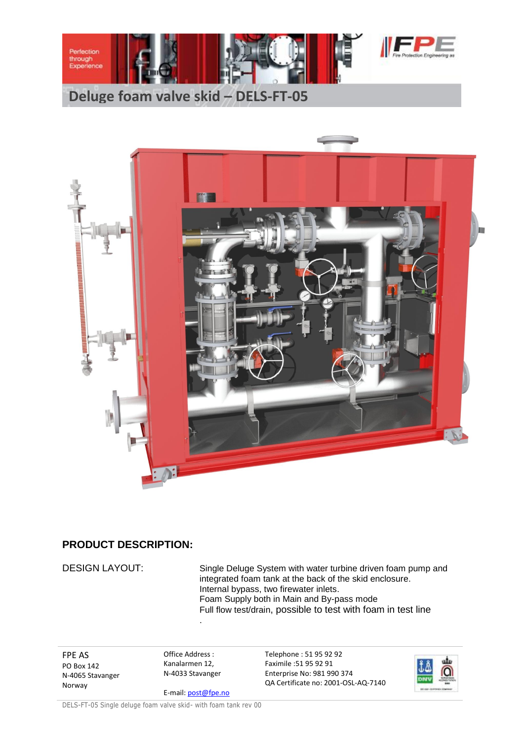# Deluge foam valve skid – DELS-FT-05

## PRODUCT DESCRIPTION:

DESIGN LAYOUT:

Single Deluge System with water turbine driven foam pump and integrated foam tank at the back of the skid enclosure.
Internal bypass, two firewater inlets.
Foam Supply both in Main and By-pass mode
Full flow test/drain, possible to test with foam in test line
.

FPE AS
PO Box 142
N-4065 Stavanger
Norway

Office Address :
Kanalarmen 12,
N-4033 Stavanger

E-mail: post@fpe.no

Telephone : 51 95 92 92
Faximile :51 95 92 91
Enterprise No: 981 990 374
QA Certificate no: 2001-OSL-AQ-7140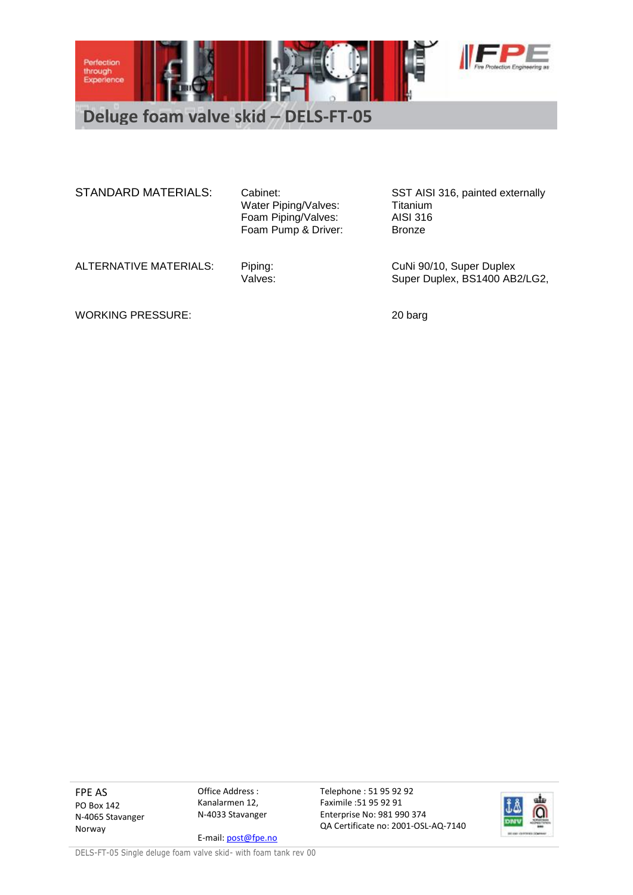# Deluge foam valve skid – DELS-FT-05

| | | |
|---|---|---|
| STANDARD MATERIALS: | Cabinet: | SST AISI 316, painted externally |
| | Water Piping/Valves: | Titanium |
| | Foam Piping/Valves: | AISI 316 |
| | Foam Pump & Driver: | Bronze |
| ALTERNATIVE MATERIALS: | Piping: | CuNi 90/10, Super Duplex |
| | Valves: | Super Duplex, BS1400 AB2/LG2, |
| WORKING PRESSURE: | | 20 barg |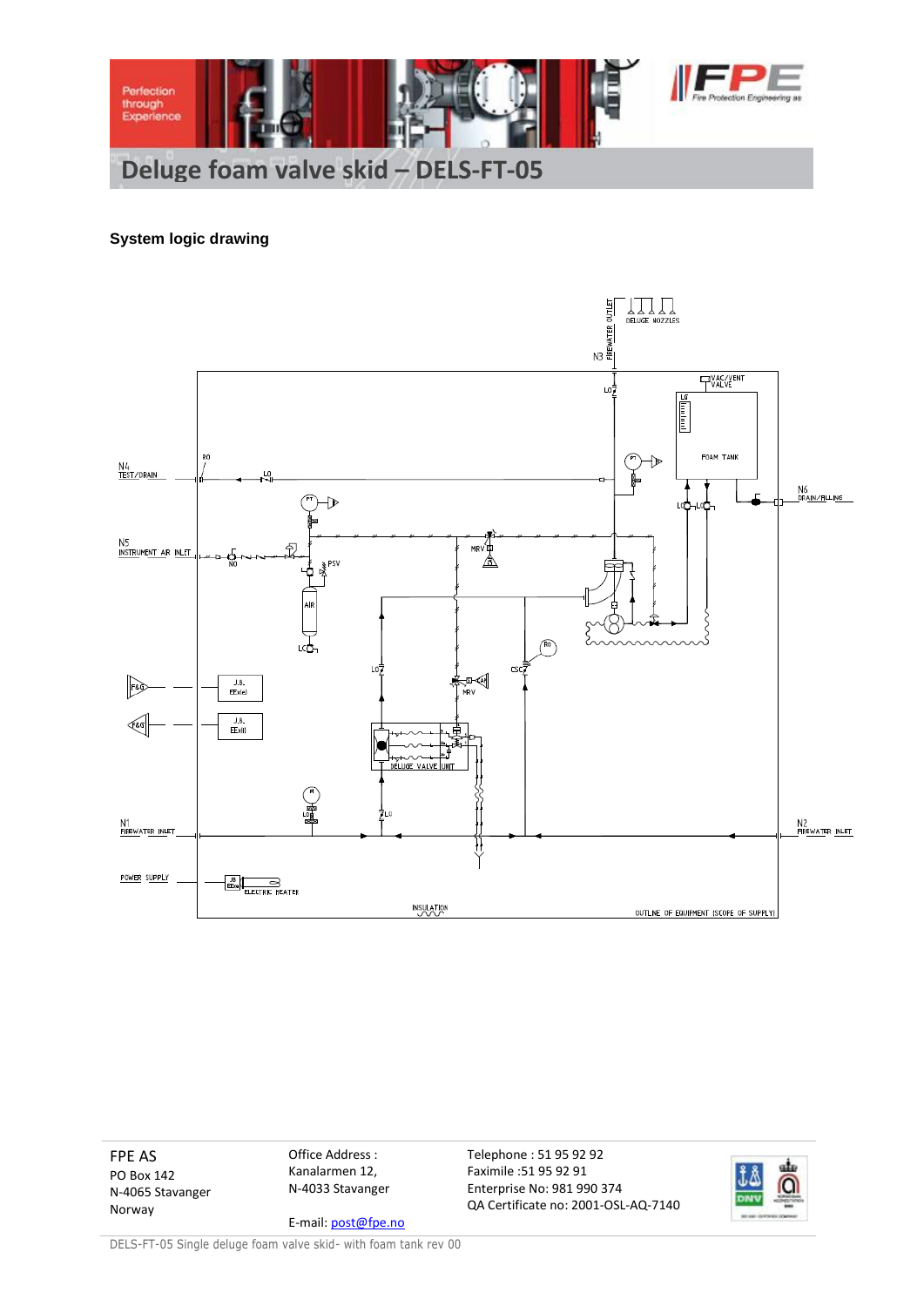# Deluge foam valve skid – DELS-FT-05

### System logic drawing

FIREWATER OUTLET
DELUGE NOZZLES
N3
LO
VAC/VENT VALVE
LG
FOAM TANK
RO
N4 TEST/DRAIN
LO
PT
N6 DRAIN/FILLING
LC
LO
PT
N5 INSTRUMENT AIR INLET
NO
PSV
MRV
AIR
LC
RO
LO
CSC
MRV
F&G
J.B. EEx(e)
F&G
J.B. EEx(i)
DELUGE VALVE UNIT
PI
LO
LO
N1 FIREWATER INLET
N2 FIREWATER INLET
POWER SUPPLY
JB EEx(e)
ELECTRIC HEATER
INSULATION
OUTLINE OF EQUIPMENT (SCOPE OF SUPPLY)

FPE AS
PO Box 142
N-4065 Stavanger
Norway

Office Address :
Kanalarmen 12,
N-4033 Stavanger

E-mail: post@fpe.no

Telephone : 51 95 92 92
Faximile :51 95 92 91
Enterprise No: 981 990 374
QA Certificate no: 2001-OSL-AQ-7140